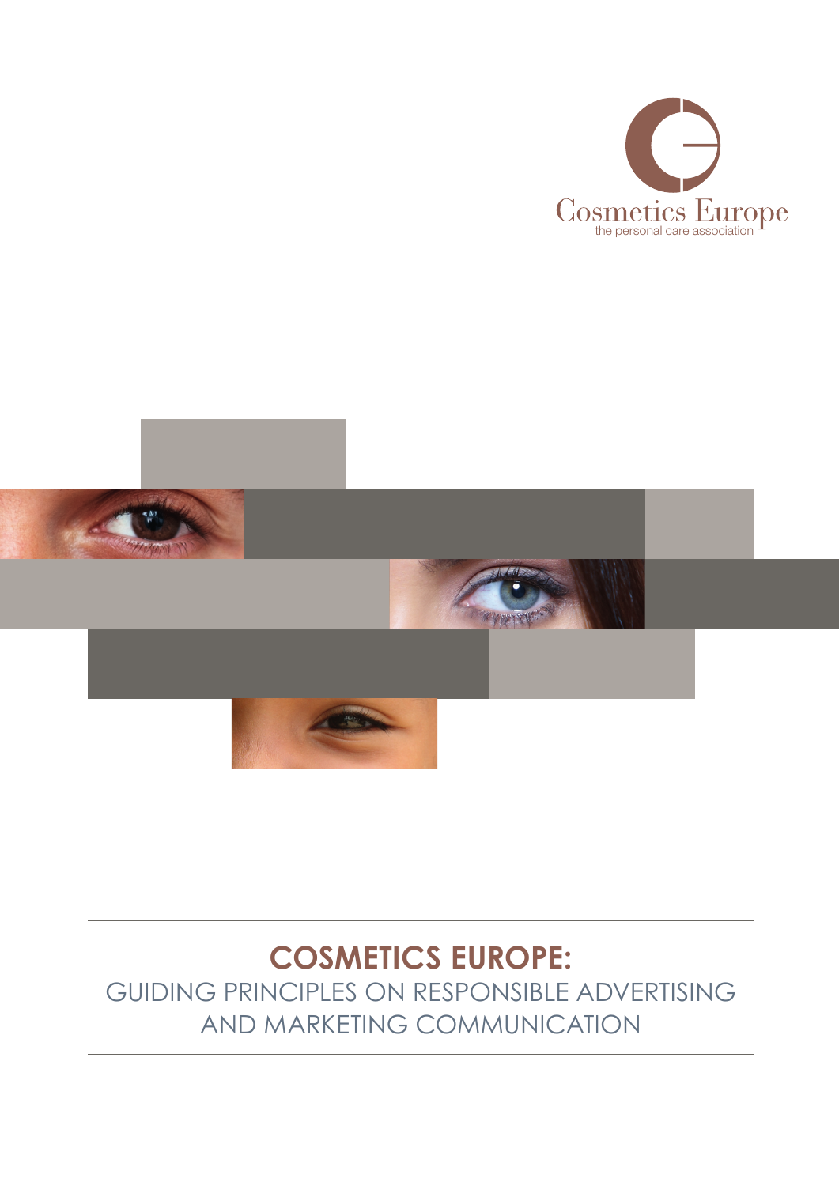Cosmetics Europe
the personal care association

# COSMETICS EUROPE:

## GUIDING PRINCIPLES ON RESPONSIBLE ADVERTISING AND MARKETING COMMUNICATION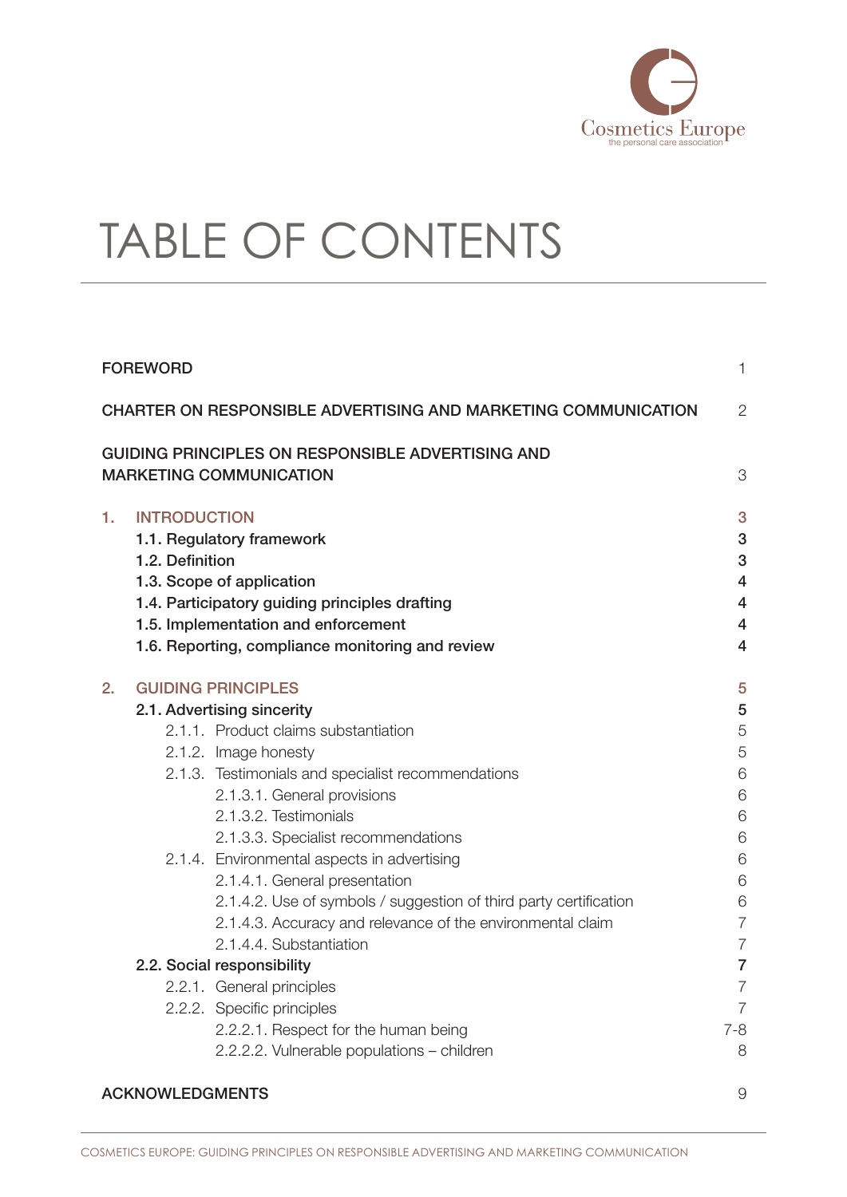# TABLE OF CONTENTS

| | |
|---|---|
| FOREWORD | 1 |
| CHARTER ON RESPONSIBLE ADVERTISING AND MARKETING COMMUNICATION | 2 |
| GUIDING PRINCIPLES ON RESPONSIBLE ADVERTISING AND MARKETING COMMUNICATION | 3 |
| **1. INTRODUCTION** | **3** |
| **1.1. Regulatory framework** | **3** |
| **1.2. Definition** | **3** |
| **1.3. Scope of application** | **4** |
| **1.4. Participatory guiding principles drafting** | **4** |
| **1.5. Implementation and enforcement** | **4** |
| **1.6. Reporting, compliance monitoring and review** | **4** |
| **2. GUIDING PRINCIPLES** | **5** |
| **2.1. Advertising sincerity** | **5** |
| 2.1.1. Product claims substantiation | 5 |
| 2.1.2. Image honesty | 5 |
| 2.1.3. Testimonials and specialist recommendations | 6 |
| 2.1.3.1. General provisions | 6 |
| 2.1.3.2. Testimonials | 6 |
| 2.1.3.3. Specialist recommendations | 6 |
| 2.1.4. Environmental aspects in advertising | 6 |
| 2.1.4.1. General presentation | 6 |
| 2.1.4.2. Use of symbols / suggestion of third party certification | 6 |
| 2.1.4.3. Accuracy and relevance of the environmental claim | 7 |
| 2.1.4.4. Substantiation | 7 |
| **2.2. Social responsibility** | **7** |
| 2.2.1. General principles | 7 |
| 2.2.2. Specific principles | 7 |
| 2.2.2.1. Respect for the human being | 7-8 |
| 2.2.2.2. Vulnerable populations – children | 8 |
| ACKNOWLEDGMENTS | 9 |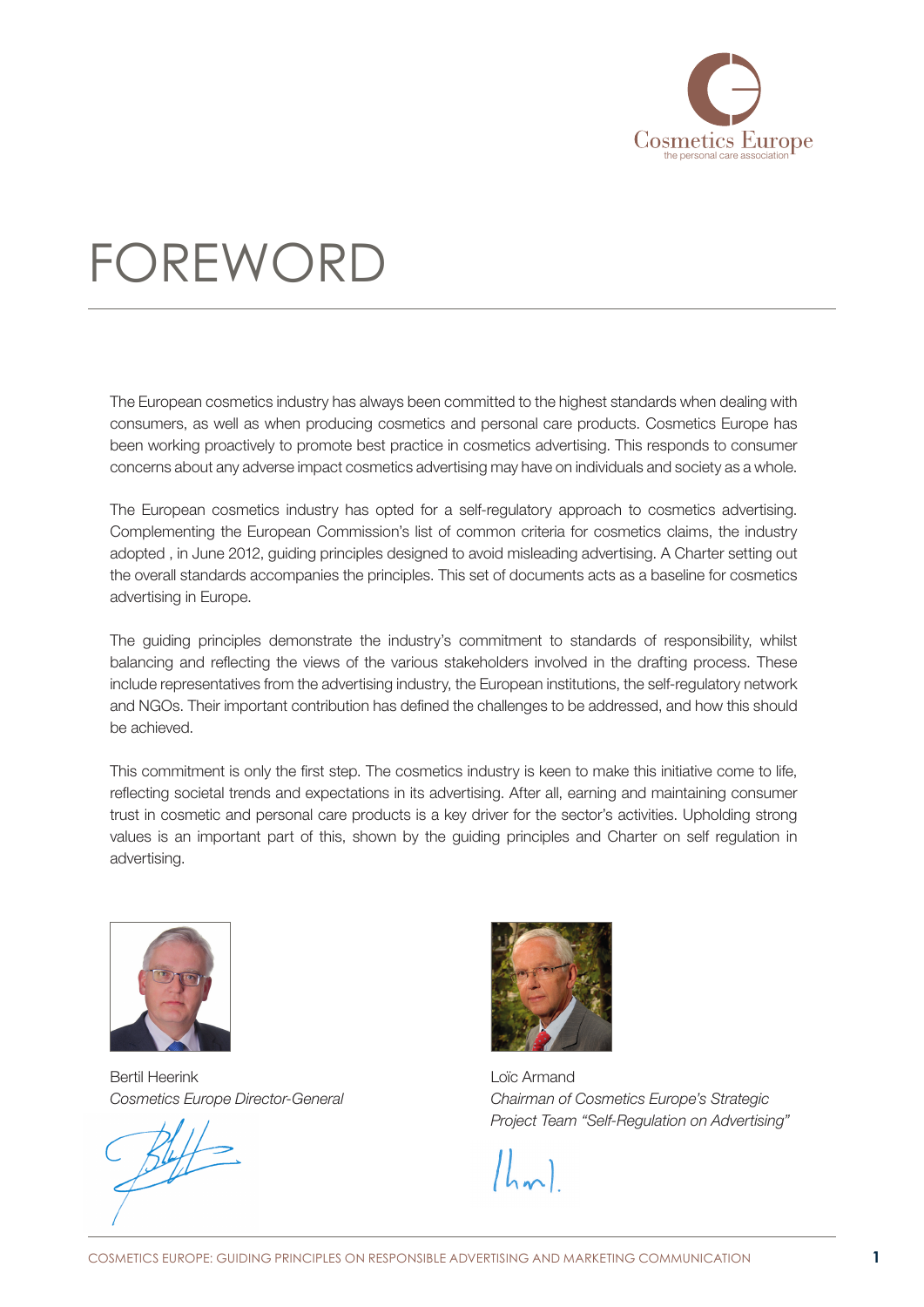# FOREWORD

The European cosmetics industry has always been committed to the highest standards when dealing with consumers, as well as when producing cosmetics and personal care products. Cosmetics Europe has been working proactively to promote best practice in cosmetics advertising. This responds to consumer concerns about any adverse impact cosmetics advertising may have on individuals and society as a whole.

The European cosmetics industry has opted for a self-regulatory approach to cosmetics advertising. Complementing the European Commission's list of common criteria for cosmetics claims, the industry adopted , in June 2012, guiding principles designed to avoid misleading advertising. A Charter setting out the overall standards accompanies the principles. This set of documents acts as a baseline for cosmetics advertising in Europe.

The guiding principles demonstrate the industry's commitment to standards of responsibility, whilst balancing and reflecting the views of the various stakeholders involved in the drafting process. These include representatives from the advertising industry, the European institutions, the self-regulatory network and NGOs. Their important contribution has defined the challenges to be addressed, and how this should be achieved.

This commitment is only the first step. The cosmetics industry is keen to make this initiative come to life, reflecting societal trends and expectations in its advertising. After all, earning and maintaining consumer trust in cosmetic and personal care products is a key driver for the sector's activities. Upholding strong values is an important part of this, shown by the guiding principles and Charter on self regulation in advertising.

Bertil Heerink
*Cosmetics Europe Director-General*

Loïc Armand
*Chairman of Cosmetics Europe's Strategic Project Team "Self-Regulation on Advertising"*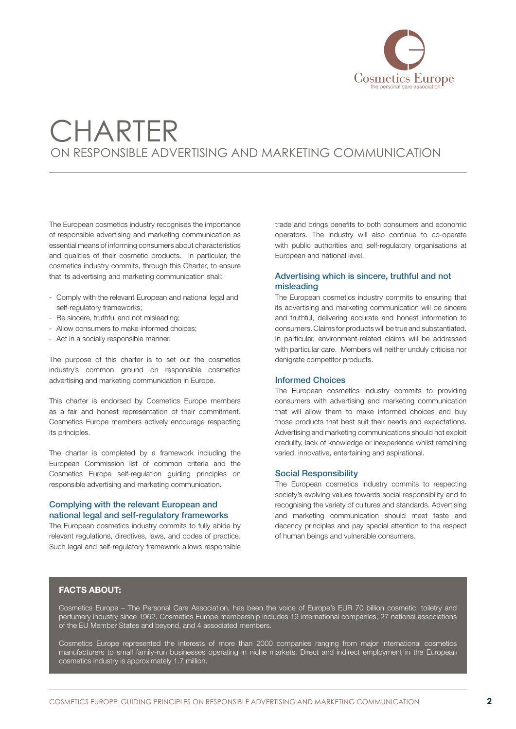# CHARTER

## ON RESPONSIBLE ADVERTISING AND MARKETING COMMUNICATION

The European cosmetics industry recognises the importance of responsible advertising and marketing communication as essential means of informing consumers about characteristics and qualities of their cosmetic products. In particular, the cosmetics industry commits, through this Charter, to ensure that its advertising and marketing communication shall:

- Comply with the relevant European and national legal and self-regulatory frameworks;
- Be sincere, truthful and not misleading;
- Allow consumers to make informed choices;
- Act in a socially responsible manner.

The purpose of this charter is to set out the cosmetics industry's common ground on responsible cosmetics advertising and marketing communication in Europe.

This charter is endorsed by Cosmetics Europe members as a fair and honest representation of their commitment. Cosmetics Europe members actively encourage respecting its principles.

The charter is completed by a framework including the European Commission list of common criteria and the Cosmetics Europe self-regulation guiding principles on responsible advertising and marketing communication.

### Complying with the relevant European and national legal and self-regulatory frameworks

The European cosmetics industry commits to fully abide by relevant regulations, directives, laws, and codes of practice. Such legal and self-regulatory framework allows responsible trade and brings benefits to both consumers and economic operators. The industry will also continue to co-operate with public authorities and self-regulatory organisations at European and national level.

### Advertising which is sincere, truthful and not misleading

The European cosmetics industry commits to ensuring that its advertising and marketing communication will be sincere and truthful, delivering accurate and honest information to consumers. Claims for products will be true and substantiated. In particular, environment-related claims will be addressed with particular care. Members will neither unduly criticise nor denigrate competitor products.

### Informed Choices

The European cosmetics industry commits to providing consumers with advertising and marketing communication that will allow them to make informed choices and buy those products that best suit their needs and expectations. Advertising and marketing communications should not exploit credulity, lack of knowledge or inexperience whilst remaining varied, innovative, entertaining and aspirational.

### Social Responsibility

The European cosmetics industry commits to respecting society's evolving values towards social responsibility and to recognising the variety of cultures and standards. Advertising and marketing communication should meet taste and decency principles and pay special attention to the respect of human beings and vulnerable consumers.

**FACTS ABOUT:**

Cosmetics Europe – The Personal Care Association, has been the voice of Europe's EUR 70 billion cosmetic, toiletry and perfumery industry since 1962. Cosmetics Europe membership includes 19 international companies, 27 national associations of the EU Member States and beyond, and 4 associated members.

Cosmetics Europe represented the interests of more than 2000 companies ranging from major international cosmetics manufacturers to small family-run businesses operating in niche markets. Direct and indirect employment in the European cosmetics industry is approximately 1.7 million.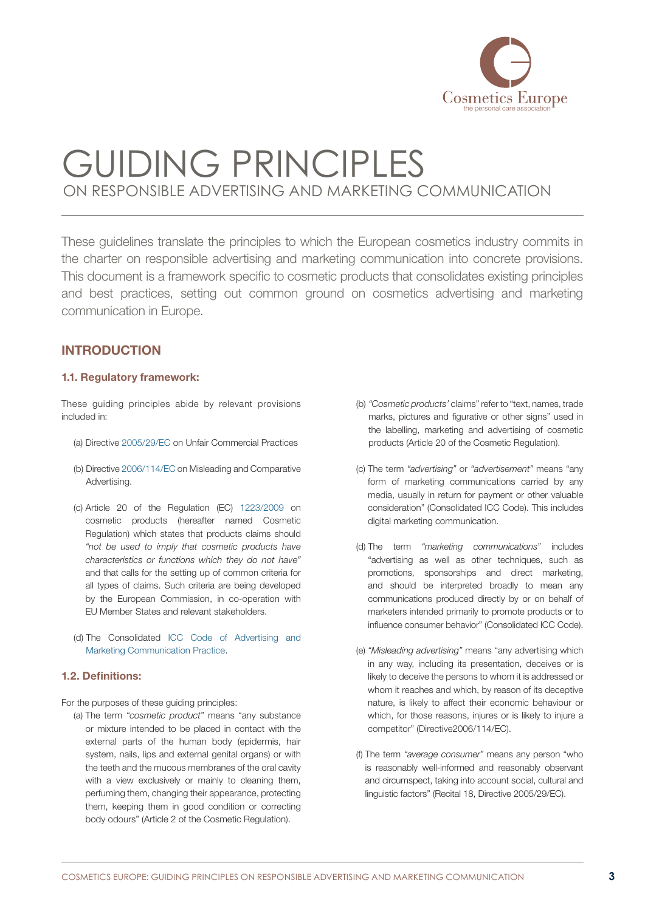# GUIDING PRINCIPLES

## ON RESPONSIBLE ADVERTISING AND MARKETING COMMUNICATION

These guidelines translate the principles to which the European cosmetics industry commits in the charter on responsible advertising and marketing communication into concrete provisions. This document is a framework specific to cosmetic products that consolidates existing principles and best practices, setting out common ground on cosmetics advertising and marketing communication in Europe.

## INTRODUCTION

### 1.1. Regulatory framework:

These guiding principles abide by relevant provisions included in:

(a) Directive 2005/29/EC on Unfair Commercial Practices

(b) Directive 2006/114/EC on Misleading and Comparative Advertising.

(c) Article 20 of the Regulation (EC) 1223/2009 on cosmetic products (hereafter named Cosmetic Regulation) which states that products claims should *"not be used to imply that cosmetic products have characteristics or functions which they do not have"* and that calls for the setting up of common criteria for all types of claims. Such criteria are being developed by the European Commission, in co-operation with EU Member States and relevant stakeholders.

(d) The Consolidated ICC Code of Advertising and Marketing Communication Practice.

### 1.2. Definitions:

For the purposes of these guiding principles:

(a) The term *"cosmetic product"* means "any substance or mixture intended to be placed in contact with the external parts of the human body (epidermis, hair system, nails, lips and external genital organs) or with the teeth and the mucous membranes of the oral cavity with a view exclusively or mainly to cleaning them, perfuming them, changing their appearance, protecting them, keeping them in good condition or correcting body odours" (Article 2 of the Cosmetic Regulation).

(b) *"Cosmetic products'* claims" refer to "text, names, trade marks, pictures and figurative or other signs" used in the labelling, marketing and advertising of cosmetic products (Article 20 of the Cosmetic Regulation).

(c) The term *"advertising"* or *"advertisement"* means "any form of marketing communications carried by any media, usually in return for payment or other valuable consideration" (Consolidated ICC Code). This includes digital marketing communication.

(d) The term *"marketing communications"* includes "advertising as well as other techniques, such as promotions, sponsorships and direct marketing, and should be interpreted broadly to mean any communications produced directly by or on behalf of marketers intended primarily to promote products or to influence consumer behavior" (Consolidated ICC Code).

(e) *"Misleading advertising"* means "any advertising which in any way, including its presentation, deceives or is likely to deceive the persons to whom it is addressed or whom it reaches and which, by reason of its deceptive nature, is likely to affect their economic behaviour or which, for those reasons, injures or is likely to injure a competitor" (Directive2006/114/EC).

(f) The term *"average consumer"* means any person "who is reasonably well-informed and reasonably observant and circumspect, taking into account social, cultural and linguistic factors" (Recital 18, Directive 2005/29/EC).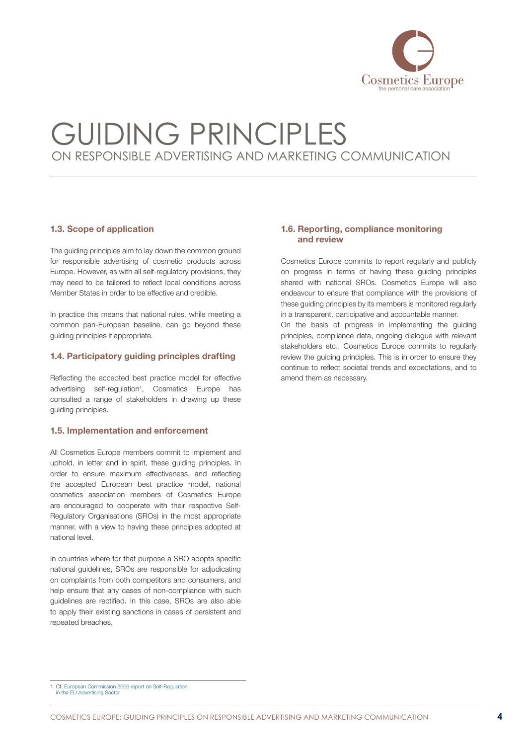# GUIDING PRINCIPLES

ON RESPONSIBLE ADVERTISING AND MARKETING COMMUNICATION

### 1.3. Scope of application

The guiding principles aim to lay down the common ground for responsible advertising of cosmetic products across Europe. However, as with all self-regulatory provisions, they may need to be tailored to reflect local conditions across Member States in order to be effective and credible.

In practice this means that national rules, while meeting a common pan-European baseline, can go beyond these guiding principles if appropriate.

### 1.4. Participatory guiding principles drafting

Reflecting the accepted best practice model for effective advertising self-regulation[1], Cosmetics Europe has consulted a range of stakeholders in drawing up these guiding principles.

### 1.5. Implementation and enforcement

All Cosmetics Europe members commit to implement and uphold, in letter and in spirit, these guiding principles. In order to ensure maximum effectiveness, and reflecting the accepted European best practice model, national cosmetics association members of Cosmetics Europe are encouraged to cooperate with their respective Self-Regulatory Organisations (SROs) in the most appropriate manner, with a view to having these principles adopted at national level.

In countries where for that purpose a SRO adopts specific national guidelines, SROs are responsible for adjudicating on complaints from both competitors and consumers, and help ensure that any cases of non-compliance with such guidelines are rectified. In this case, SROs are also able to apply their existing sanctions in cases of persistent and repeated breaches.

### 1.6. Reporting, compliance monitoring and review

Cosmetics Europe commits to report regularly and publicly on progress in terms of having these guiding principles shared with national SROs. Cosmetics Europe will also endeavour to ensure that compliance with the provisions of these guiding principles by its members is monitored regularly in a transparent, participative and accountable manner.

On the basis of progress in implementing the guiding principles, compliance data, ongoing dialogue with relevant stakeholders etc., Cosmetics Europe commits to regularly review the guiding principles. This is in order to ensure they continue to reflect societal trends and expectations, and to amend them as necessary.

---

1. Cf. European Commission 2006 report on Self-Regulation in the EU Advertising Sector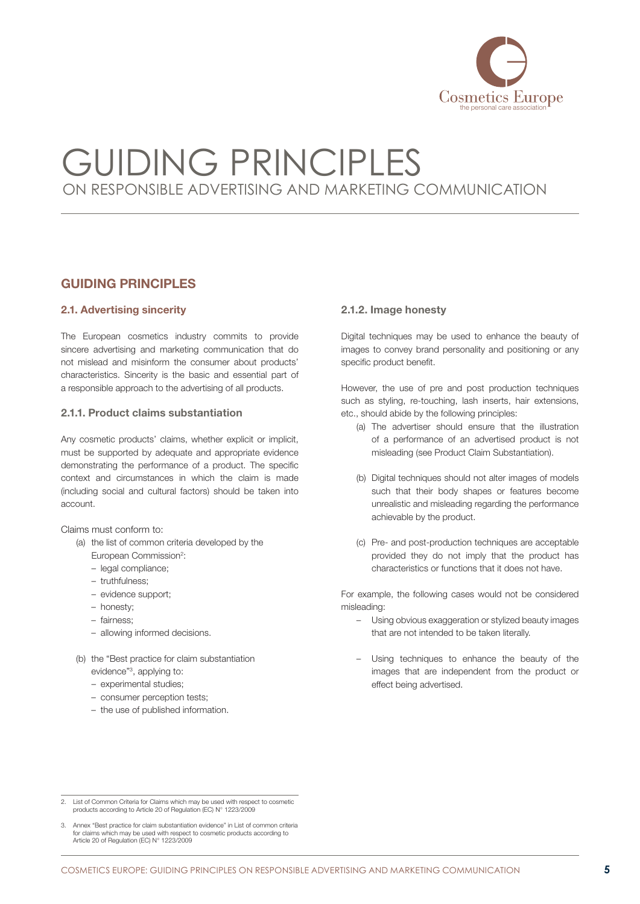# GUIDING PRINCIPLES

ON RESPONSIBLE ADVERTISING AND MARKETING COMMUNICATION

## GUIDING PRINCIPLES

### 2.1. Advertising sincerity

The European cosmetics industry commits to provide sincere advertising and marketing communication that do not mislead and misinform the consumer about products' characteristics. Sincerity is the basic and essential part of a responsible approach to the advertising of all products.

#### 2.1.1. Product claims substantiation

Any cosmetic products' claims, whether explicit or implicit, must be supported by adequate and appropriate evidence demonstrating the performance of a product. The specific context and circumstances in which the claim is made (including social and cultural factors) should be taken into account.

Claims must conform to:

(a) the list of common criteria developed by the European Commission[2]:
  - legal compliance;
  - truthfulness;
  - evidence support;
  - honesty;
  - fairness;
  - allowing informed decisions.

(b) the "Best practice for claim substantiation evidence"[3], applying to:
  - experimental studies;
  - consumer perception tests;
  - the use of published information.

#### 2.1.2. Image honesty

Digital techniques may be used to enhance the beauty of images to convey brand personality and positioning or any specific product benefit.

However, the use of pre and post production techniques such as styling, re-touching, lash inserts, hair extensions, etc., should abide by the following principles:

(a) The advertiser should ensure that the illustration of a performance of an advertised product is not misleading (see Product Claim Substantiation).

(b) Digital techniques should not alter images of models such that their body shapes or features become unrealistic and misleading regarding the performance achievable by the product.

(c) Pre- and post-production techniques are acceptable provided they do not imply that the product has characteristics or functions that it does not have.

For example, the following cases would not be considered misleading:

- Using obvious exaggeration or stylized beauty images that are not intended to be taken literally.
- Using techniques to enhance the beauty of the images that are independent from the product or effect being advertised.

---

2. List of Common Criteria for Claims which may be used with respect to cosmetic products according to Article 20 of Regulation (EC) N° 1223/2009

3. Annex "Best practice for claim substantiation evidence" in List of common criteria for claims which may be used with respect to cosmetic products according to Article 20 of Regulation (EC) N° 1223/2009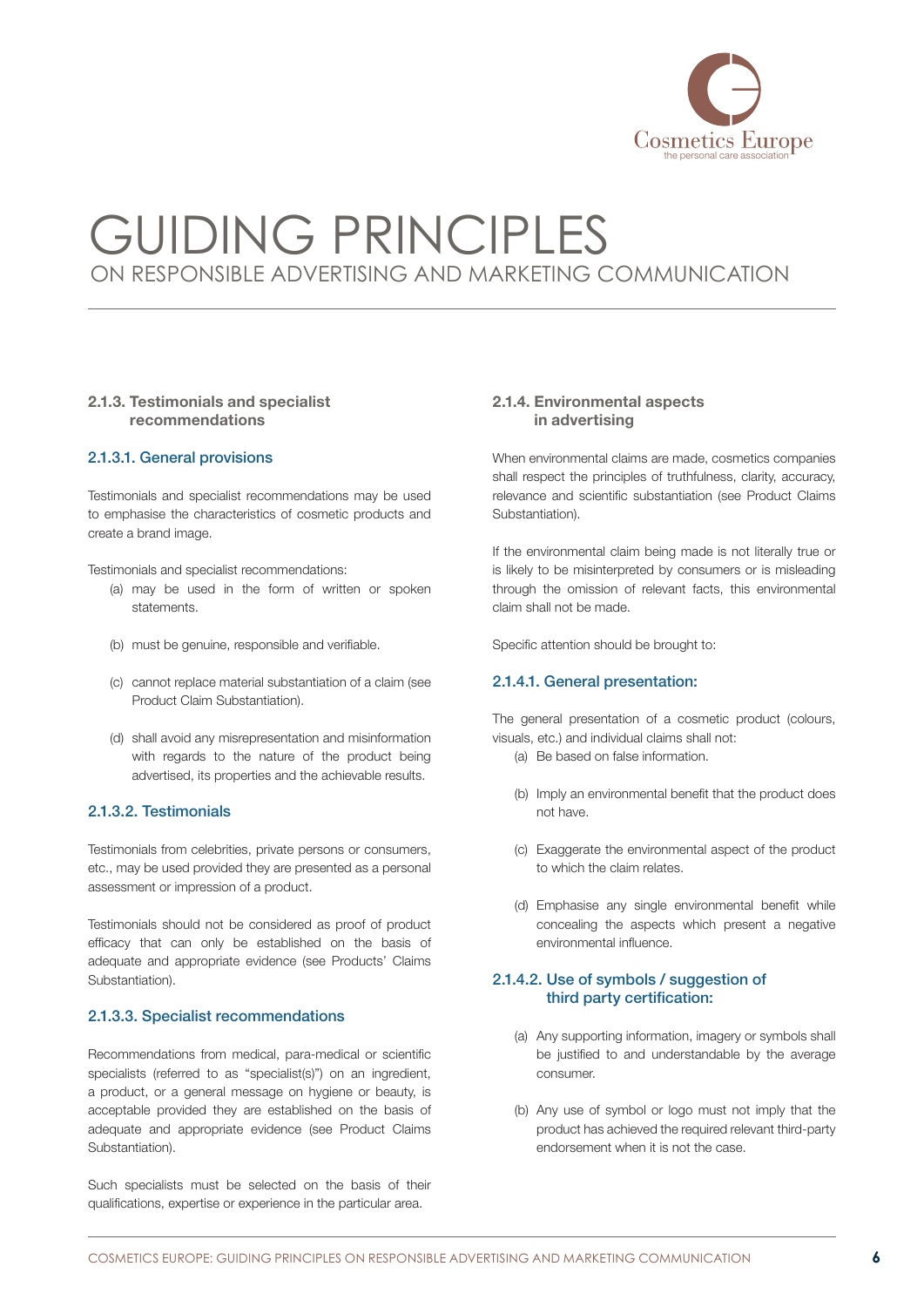### 2.1.3. Testimonials and specialist recommendations

#### 2.1.3.1. General provisions

Testimonials and specialist recommendations may be used to emphasise the characteristics of cosmetic products and create a brand image.

Testimonials and specialist recommendations:

(a) may be used in the form of written or spoken statements.

(b) must be genuine, responsible and verifiable.

(c) cannot replace material substantiation of a claim (see Product Claim Substantiation).

(d) shall avoid any misrepresentation and misinformation with regards to the nature of the product being advertised, its properties and the achievable results.

#### 2.1.3.2. Testimonials

Testimonials from celebrities, private persons or consumers, etc., may be used provided they are presented as a personal assessment or impression of a product.

Testimonials should not be considered as proof of product efficacy that can only be established on the basis of adequate and appropriate evidence (see Products' Claims Substantiation).

#### 2.1.3.3. Specialist recommendations

Recommendations from medical, para-medical or scientific specialists (referred to as "specialist(s)") on an ingredient, a product, or a general message on hygiene or beauty, is acceptable provided they are established on the basis of adequate and appropriate evidence (see Product Claims Substantiation).

Such specialists must be selected on the basis of their qualifications, expertise or experience in the particular area.

### 2.1.4. Environmental aspects in advertising

When environmental claims are made, cosmetics companies shall respect the principles of truthfulness, clarity, accuracy, relevance and scientific substantiation (see Product Claims Substantiation).

If the environmental claim being made is not literally true or is likely to be misinterpreted by consumers or is misleading through the omission of relevant facts, this environmental claim shall not be made.

Specific attention should be brought to:

#### 2.1.4.1. General presentation:

The general presentation of a cosmetic product (colours, visuals, etc.) and individual claims shall not:

(a) Be based on false information.

(b) Imply an environmental benefit that the product does not have.

(c) Exaggerate the environmental aspect of the product to which the claim relates.

(d) Emphasise any single environmental benefit while concealing the aspects which present a negative environmental influence.

#### 2.1.4.2. Use of symbols / suggestion of third party certification:

(a) Any supporting information, imagery or symbols shall be justified to and understandable by the average consumer.

(b) Any use of symbol or logo must not imply that the product has achieved the required relevant third-party endorsement when it is not the case.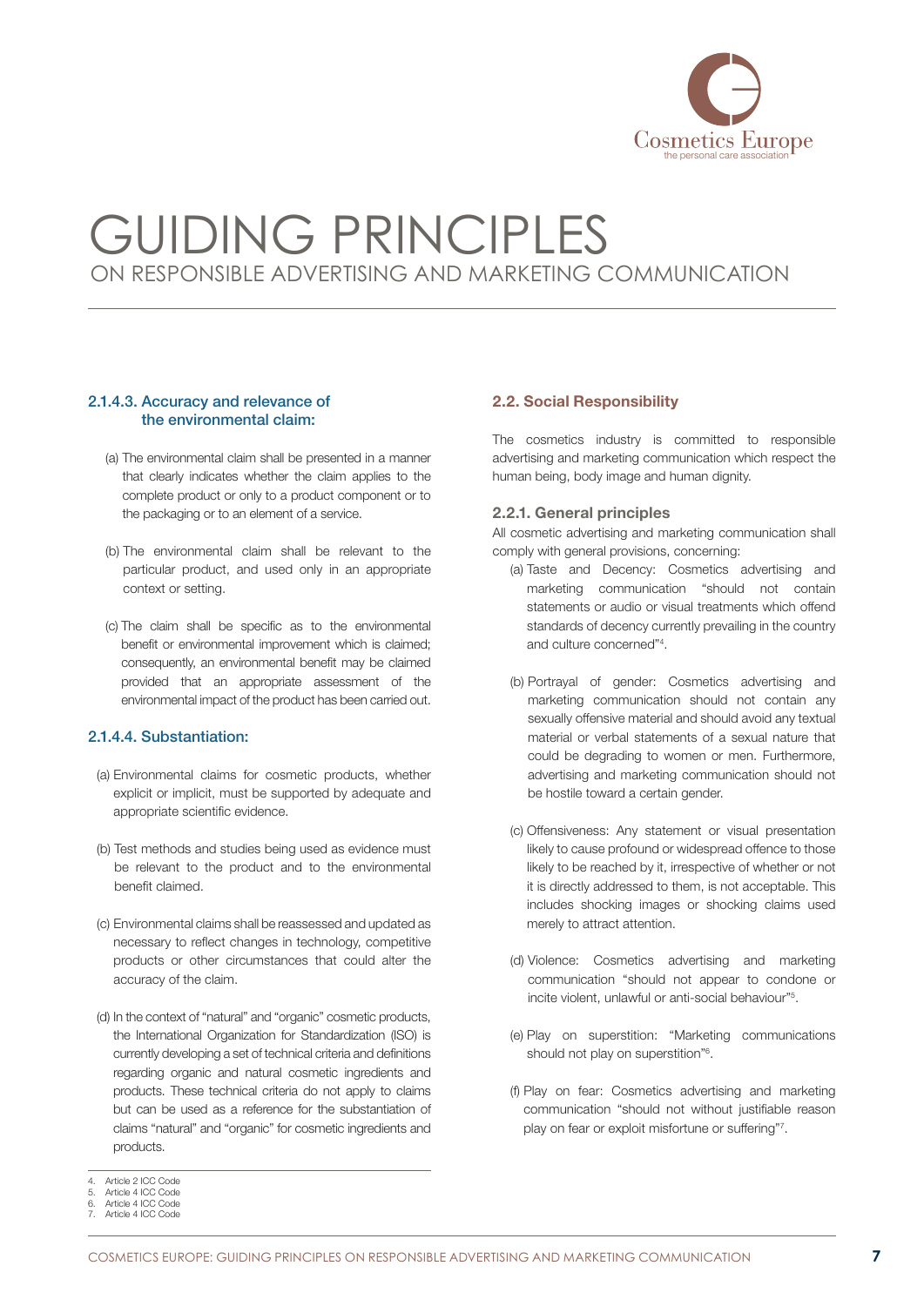#### 2.1.4.3. Accuracy and relevance of the environmental claim:

(a) The environmental claim shall be presented in a manner that clearly indicates whether the claim applies to the complete product or only to a product component or to the packaging or to an element of a service.

(b) The environmental claim shall be relevant to the particular product, and used only in an appropriate context or setting.

(c) The claim shall be specific as to the environmental benefit or environmental improvement which is claimed; consequently, an environmental benefit may be claimed provided that an appropriate assessment of the environmental impact of the product has been carried out.

#### 2.1.4.4. Substantiation:

(a) Environmental claims for cosmetic products, whether explicit or implicit, must be supported by adequate and appropriate scientific evidence.

(b) Test methods and studies being used as evidence must be relevant to the product and to the environmental benefit claimed.

(c) Environmental claims shall be reassessed and updated as necessary to reflect changes in technology, competitive products or other circumstances that could alter the accuracy of the claim.

(d) In the context of "natural" and "organic" cosmetic products, the International Organization for Standardization (ISO) is currently developing a set of technical criteria and definitions regarding organic and natural cosmetic ingredients and products. These technical criteria do not apply to claims but can be used as a reference for the substantiation of claims "natural" and "organic" for cosmetic ingredients and products.

## 2.2. Social Responsibility

The cosmetics industry is committed to responsible advertising and marketing communication which respect the human being, body image and human dignity.

### 2.2.1. General principles

All cosmetic advertising and marketing communication shall comply with general provisions, concerning:

(a) Taste and Decency: Cosmetics advertising and marketing communication "should not contain statements or audio or visual treatments which offend standards of decency currently prevailing in the country and culture concerned"[4].

(b) Portrayal of gender: Cosmetics advertising and marketing communication should not contain any sexually offensive material and should avoid any textual material or verbal statements of a sexual nature that could be degrading to women or men. Furthermore, advertising and marketing communication should not be hostile toward a certain gender.

(c) Offensiveness: Any statement or visual presentation likely to cause profound or widespread offence to those likely to be reached by it, irrespective of whether or not it is directly addressed to them, is not acceptable. This includes shocking images or shocking claims used merely to attract attention.

(d) Violence: Cosmetics advertising and marketing communication "should not appear to condone or incite violent, unlawful or anti-social behaviour"[5].

(e) Play on superstition: "Marketing communications should not play on superstition"[6].

(f) Play on fear: Cosmetics advertising and marketing communication "should not without justifiable reason play on fear or exploit misfortune or suffering"[7].

---

4. Article 2 ICC Code
5. Article 4 ICC Code
6. Article 4 ICC Code
7. Article 4 ICC Code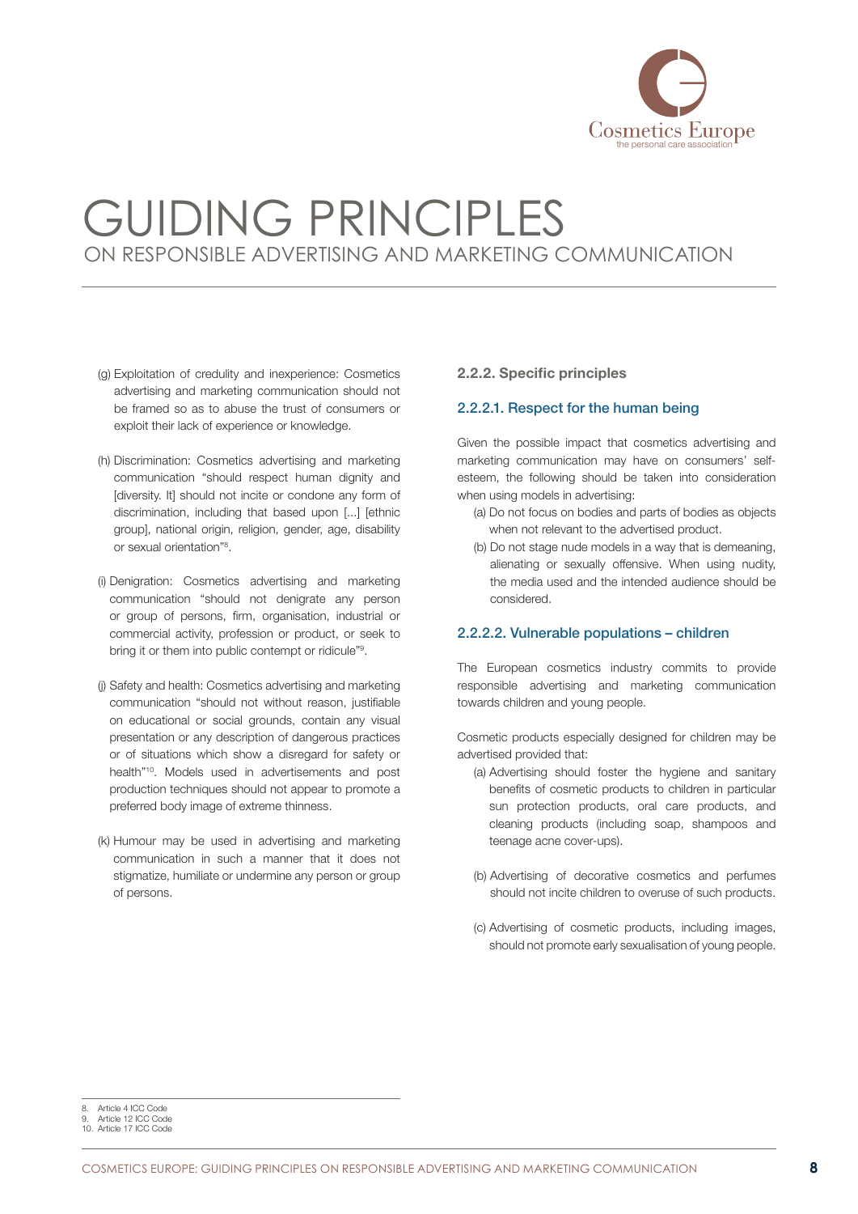(g) Exploitation of credulity and inexperience: Cosmetics advertising and marketing communication should not be framed so as to abuse the trust of consumers or exploit their lack of experience or knowledge.

(h) Discrimination: Cosmetics advertising and marketing communication "should respect human dignity and [diversity. It] should not incite or condone any form of discrimination, including that based upon [...] [ethnic group], national origin, religion, gender, age, disability or sexual orientation"[8].

(i) Denigration: Cosmetics advertising and marketing communication "should not denigrate any person or group of persons, firm, organisation, industrial or commercial activity, profession or product, or seek to bring it or them into public contempt or ridicule"[9].

(j) Safety and health: Cosmetics advertising and marketing communication "should not without reason, justifiable on educational or social grounds, contain any visual presentation or any description of dangerous practices or of situations which show a disregard for safety or health"[10]. Models used in advertisements and post production techniques should not appear to promote a preferred body image of extreme thinness.

(k) Humour may be used in advertising and marketing communication in such a manner that it does not stigmatize, humiliate or undermine any person or group of persons.

### 2.2.2. Specific principles

#### 2.2.2.1. Respect for the human being

Given the possible impact that cosmetics advertising and marketing communication may have on consumers' self-esteem, the following should be taken into consideration when using models in advertising:

(a) Do not focus on bodies and parts of bodies as objects when not relevant to the advertised product.

(b) Do not stage nude models in a way that is demeaning, alienating or sexually offensive. When using nudity, the media used and the intended audience should be considered.

#### 2.2.2.2. Vulnerable populations – children

The European cosmetics industry commits to provide responsible advertising and marketing communication towards children and young people.

Cosmetic products especially designed for children may be advertised provided that:

(a) Advertising should foster the hygiene and sanitary benefits of cosmetic products to children in particular sun protection products, oral care products, and cleaning products (including soap, shampoos and teenage acne cover-ups).

(b) Advertising of decorative cosmetics and perfumes should not incite children to overuse of such products.

(c) Advertising of cosmetic products, including images, should not promote early sexualisation of young people.

---

8. Article 4 ICC Code
9. Article 12 ICC Code
10. Article 17 ICC Code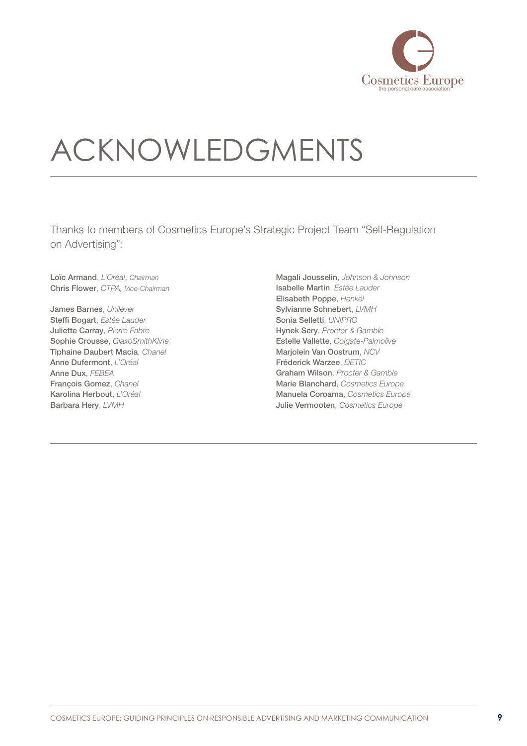# ACKNOWLEDGMENTS

Thanks to members of Cosmetics Europe's Strategic Project Team "Self-Regulation on Advertising":

Loïc Armand, *L'Oréal*, *Chairman*
Chris Flower, *CTPA*, *Vice-Chairman*

James Barnes, *Unilever*
Steffi Bogart, *Estée Lauder*
Juliette Carray, *Pierre Fabre*
Sophie Crousse, *GlaxoSmithKline*
Tiphaine Daubert Macia, *Chanel*
Anne Dufermont, *L'Oréal*
Anne Dux, *FEBEA*
François Gomez, *Chanel*
Karolina Herbout, *L'Oréal*
Barbara Hery, *LVMH*
Magali Jousselin, *Johnson & Johnson*
Isabelle Martin, *Estée Lauder*
Elisabeth Poppe, *Henkel*
Sylvianne Schnebert, *LVMH*
Sonia Selletti, *UNIPRO*
Hynek Sery, *Procter & Gamble*
Estelle Vallette, *Colgate-Palmolive*
Marjolein Van Oostrum, *NCV*
Fréderick Warzee, *DETIC*
Graham Wilson, *Procter & Gamble*
Marie Blanchard, *Cosmetics Europe*
Manuela Coroama, *Cosmetics Europe*
Julie Vermooten, *Cosmetics Europe*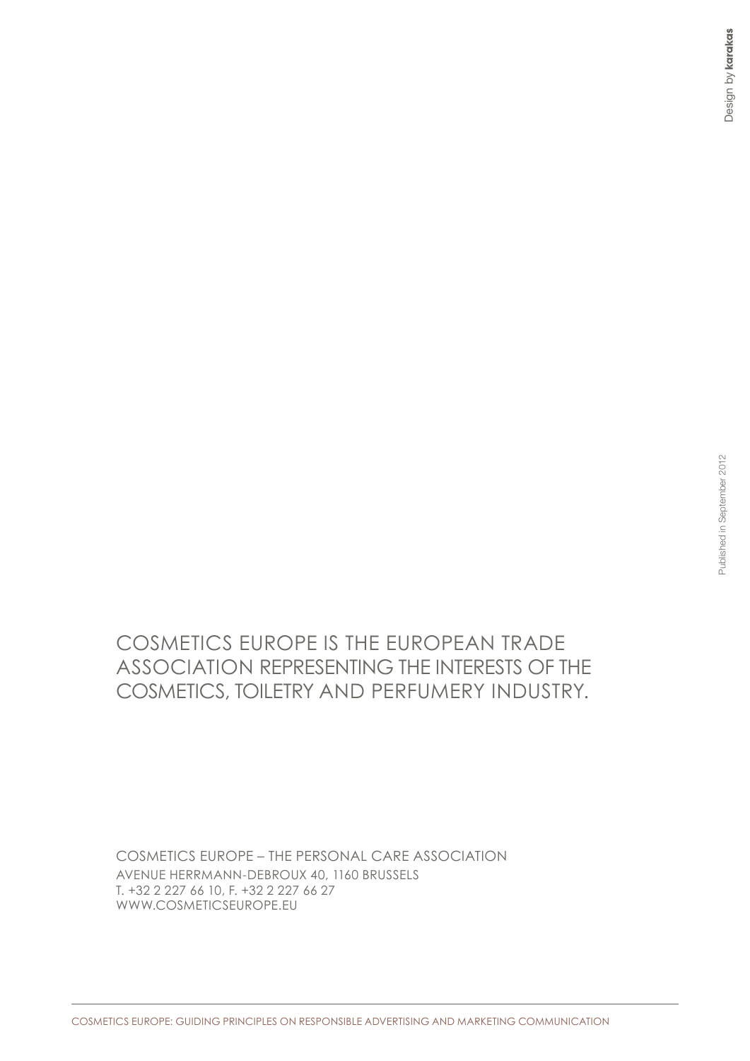Design by **karakas**

Published in September 2012

COSMETICS EUROPE IS THE EUROPEAN TRADE ASSOCIATION REPRESENTING THE INTERESTS OF THE COSMETICS, TOILETRY AND PERFUMERY INDUSTRY.

COSMETICS EUROPE – THE PERSONAL CARE ASSOCIATION
AVENUE HERRMANN-DEBROUX 40, 1160 BRUSSELS
T. +32 2 227 66 10, F. +32 2 227 66 27
WWW.COSMETICSEUROPE.EU